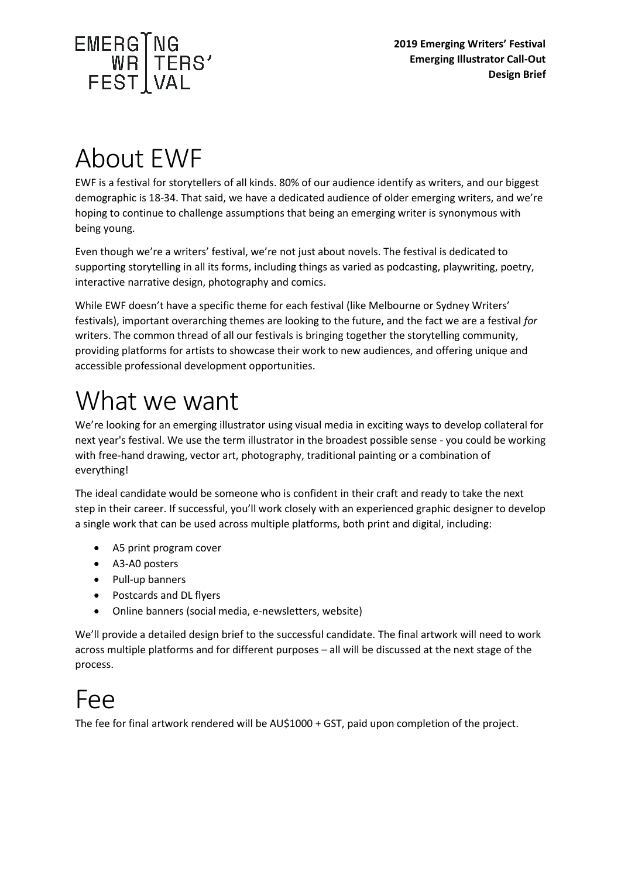EMERGING WRITERS' FESTIVAL

**2019 Emerging Writers' Festival**
**Emerging Illustrator Call-Out**
**Design Brief**

# About EWF

EWF is a festival for storytellers of all kinds. 80% of our audience identify as writers, and our biggest demographic is 18-34. That said, we have a dedicated audience of older emerging writers, and we're hoping to continue to challenge assumptions that being an emerging writer is synonymous with being young.

Even though we're a writers' festival, we're not just about novels. The festival is dedicated to supporting storytelling in all its forms, including things as varied as podcasting, playwriting, poetry, interactive narrative design, photography and comics.

While EWF doesn't have a specific theme for each festival (like Melbourne or Sydney Writers' festivals), important overarching themes are looking to the future, and the fact we are a festival *for* writers. The common thread of all our festivals is bringing together the storytelling community, providing platforms for artists to showcase their work to new audiences, and offering unique and accessible professional development opportunities.

# What we want

We're looking for an emerging illustrator using visual media in exciting ways to develop collateral for next year's festival. We use the term illustrator in the broadest possible sense - you could be working with free-hand drawing, vector art, photography, traditional painting or a combination of everything!

The ideal candidate would be someone who is confident in their craft and ready to take the next step in their career. If successful, you'll work closely with an experienced graphic designer to develop a single work that can be used across multiple platforms, both print and digital, including:

- A5 print program cover
- A3-A0 posters
- Pull-up banners
- Postcards and DL flyers
- Online banners (social media, e-newsletters, website)

We'll provide a detailed design brief to the successful candidate. The final artwork will need to work across multiple platforms and for different purposes – all will be discussed at the next stage of the process.

# Fee

The fee for final artwork rendered will be AU$1000 + GST, paid upon completion of the project.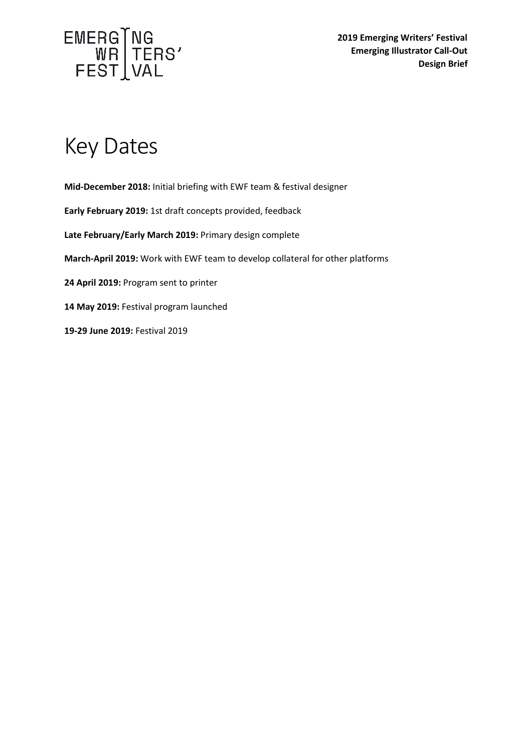# Key Dates

**Mid-December 2018:** Initial briefing with EWF team & festival designer

**Early February 2019:** 1st draft concepts provided, feedback

**Late February/Early March 2019:** Primary design complete

**March-April 2019:** Work with EWF team to develop collateral for other platforms

**24 April 2019:** Program sent to printer

**14 May 2019:** Festival program launched

**19-29 June 2019:** Festival 2019